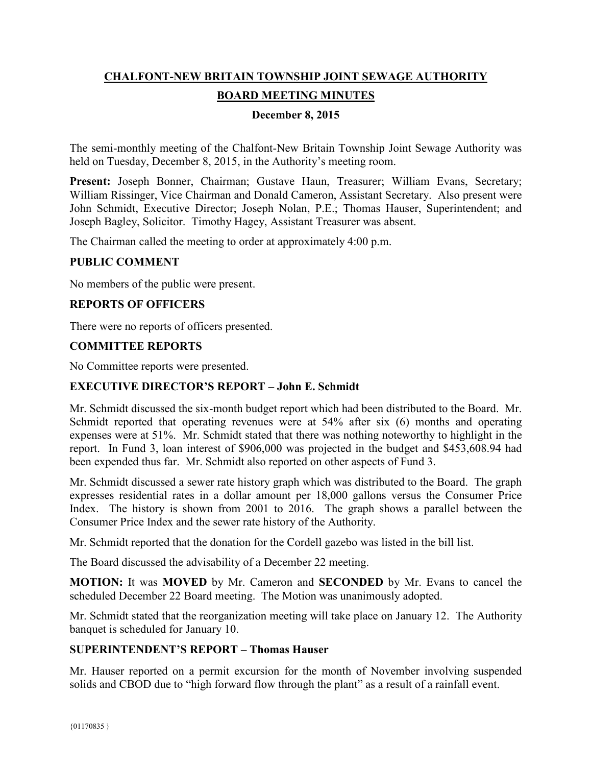# CHALFONT-NEW BRITAIN TOWNSHIP JOINT SEWAGE AUTHORITY

## BOARD MEETING MINUTES

### December 8, 2015

The semi-monthly meeting of the Chalfont-New Britain Township Joint Sewage Authority was held on Tuesday, December 8, 2015, in the Authority's meeting room.

**Present:** Joseph Bonner, Chairman; Gustave Haun, Treasurer; William Evans, Secretary; William Rissinger, Vice Chairman and Donald Cameron, Assistant Secretary. Also present were John Schmidt, Executive Director; Joseph Nolan, P.E.; Thomas Hauser, Superintendent; and Joseph Bagley, Solicitor. Timothy Hagey, Assistant Treasurer was absent.

The Chairman called the meeting to order at approximately 4:00 p.m.

**PUBLIC COMMENT**

No members of the public were present.

**REPORTS OF OFFICERS**

There were no reports of officers presented.

**COMMITTEE REPORTS**

No Committee reports were presented.

**EXECUTIVE DIRECTOR'S REPORT – John E. Schmidt**

Mr. Schmidt discussed the six-month budget report which had been distributed to the Board. Mr. Schmidt reported that operating revenues were at 54% after six (6) months and operating expenses were at 51%. Mr. Schmidt stated that there was nothing noteworthy to highlight in the report. In Fund 3, loan interest of $906,000 was projected in the budget and $453,608.94 had been expended thus far. Mr. Schmidt also reported on other aspects of Fund 3.

Mr. Schmidt discussed a sewer rate history graph which was distributed to the Board. The graph expresses residential rates in a dollar amount per 18,000 gallons versus the Consumer Price Index. The history is shown from 2001 to 2016. The graph shows a parallel between the Consumer Price Index and the sewer rate history of the Authority.

Mr. Schmidt reported that the donation for the Cordell gazebo was listed in the bill list.

The Board discussed the advisability of a December 22 meeting.

**MOTION:** It was **MOVED** by Mr. Cameron and **SECONDED** by Mr. Evans to cancel the scheduled December 22 Board meeting. The Motion was unanimously adopted.

Mr. Schmidt stated that the reorganization meeting will take place on January 12. The Authority banquet is scheduled for January 10.

**SUPERINTENDENT'S REPORT – Thomas Hauser**

Mr. Hauser reported on a permit excursion for the month of November involving suspended solids and CBOD due to "high forward flow through the plant" as a result of a rainfall event.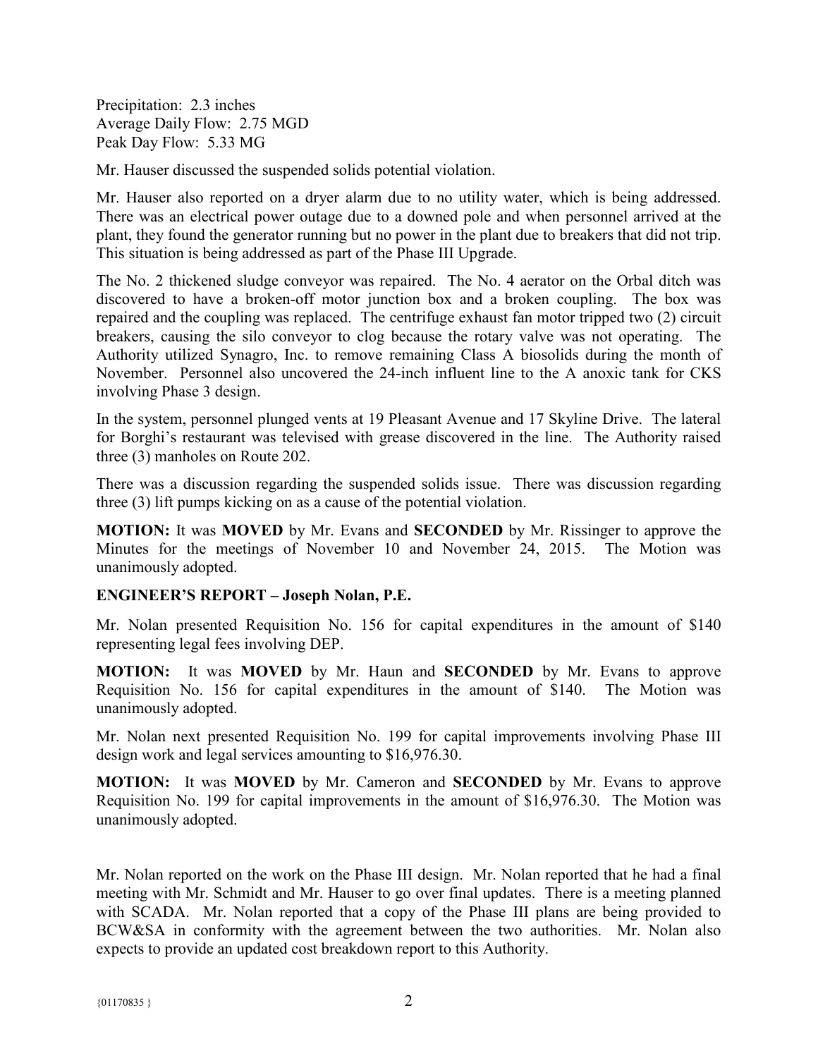Precipitation: 2.3 inches
Average Daily Flow: 2.75 MGD
Peak Day Flow: 5.33 MG

Mr. Hauser discussed the suspended solids potential violation.

Mr. Hauser also reported on a dryer alarm due to no utility water, which is being addressed. There was an electrical power outage due to a downed pole and when personnel arrived at the plant, they found the generator running but no power in the plant due to breakers that did not trip. This situation is being addressed as part of the Phase III Upgrade.

The No. 2 thickened sludge conveyor was repaired. The No. 4 aerator on the Orbal ditch was discovered to have a broken-off motor junction box and a broken coupling. The box was repaired and the coupling was replaced. The centrifuge exhaust fan motor tripped two (2) circuit breakers, causing the silo conveyor to clog because the rotary valve was not operating. The Authority utilized Synagro, Inc. to remove remaining Class A biosolids during the month of November. Personnel also uncovered the 24-inch influent line to the A anoxic tank for CKS involving Phase 3 design.

In the system, personnel plunged vents at 19 Pleasant Avenue and 17 Skyline Drive. The lateral for Borghi's restaurant was televised with grease discovered in the line. The Authority raised three (3) manholes on Route 202.

There was a discussion regarding the suspended solids issue. There was discussion regarding three (3) lift pumps kicking on as a cause of the potential violation.

**MOTION:** It was **MOVED** by Mr. Evans and **SECONDED** by Mr. Rissinger to approve the Minutes for the meetings of November 10 and November 24, 2015. The Motion was unanimously adopted.

**ENGINEER'S REPORT – Joseph Nolan, P.E.**

Mr. Nolan presented Requisition No. 156 for capital expenditures in the amount of $140 representing legal fees involving DEP.

**MOTION:** It was **MOVED** by Mr. Haun and **SECONDED** by Mr. Evans to approve Requisition No. 156 for capital expenditures in the amount of $140. The Motion was unanimously adopted.

Mr. Nolan next presented Requisition No. 199 for capital improvements involving Phase III design work and legal services amounting to $16,976.30.

**MOTION:** It was **MOVED** by Mr. Cameron and **SECONDED** by Mr. Evans to approve Requisition No. 199 for capital improvements in the amount of $16,976.30. The Motion was unanimously adopted.

Mr. Nolan reported on the work on the Phase III design. Mr. Nolan reported that he had a final meeting with Mr. Schmidt and Mr. Hauser to go over final updates. There is a meeting planned with SCADA. Mr. Nolan reported that a copy of the Phase III plans are being provided to BCW&SA in conformity with the agreement between the two authorities. Mr. Nolan also expects to provide an updated cost breakdown report to this Authority.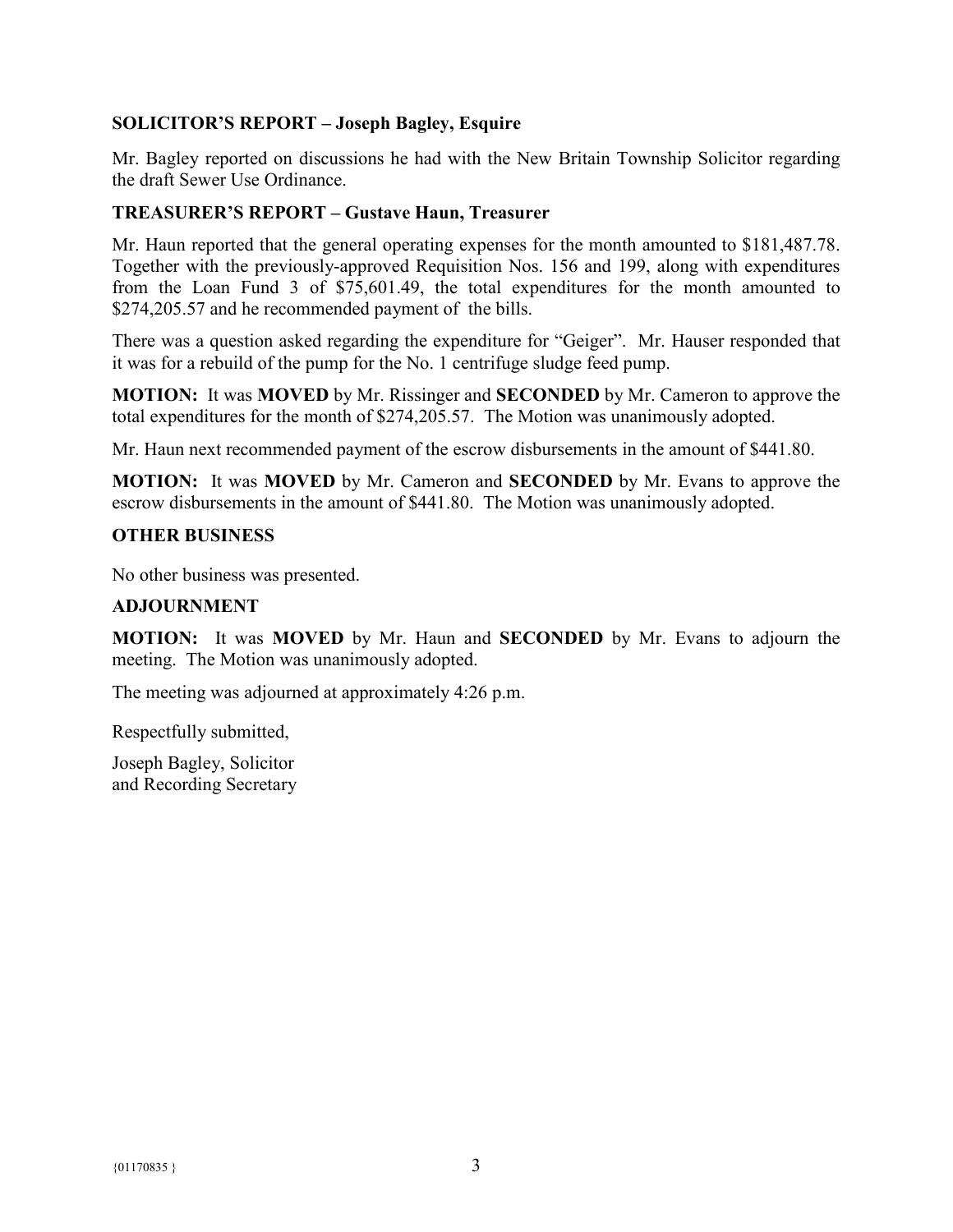**SOLICITOR'S REPORT – Joseph Bagley, Esquire**

Mr. Bagley reported on discussions he had with the New Britain Township Solicitor regarding the draft Sewer Use Ordinance.

**TREASURER'S REPORT – Gustave Haun, Treasurer**

Mr. Haun reported that the general operating expenses for the month amounted to $181,487.78. Together with the previously-approved Requisition Nos. 156 and 199, along with expenditures from the Loan Fund 3 of $75,601.49, the total expenditures for the month amounted to $274,205.57 and he recommended payment of the bills.

There was a question asked regarding the expenditure for "Geiger". Mr. Hauser responded that it was for a rebuild of the pump for the No. 1 centrifuge sludge feed pump.

**MOTION:** It was **MOVED** by Mr. Rissinger and **SECONDED** by Mr. Cameron to approve the total expenditures for the month of $274,205.57. The Motion was unanimously adopted.

Mr. Haun next recommended payment of the escrow disbursements in the amount of $441.80.

**MOTION:** It was **MOVED** by Mr. Cameron and **SECONDED** by Mr. Evans to approve the escrow disbursements in the amount of $441.80. The Motion was unanimously adopted.

**OTHER BUSINESS**

No other business was presented.

**ADJOURNMENT**

**MOTION:** It was **MOVED** by Mr. Haun and **SECONDED** by Mr. Evans to adjourn the meeting. The Motion was unanimously adopted.

The meeting was adjourned at approximately 4:26 p.m.

Respectfully submitted,

Joseph Bagley, Solicitor
and Recording Secretary

{01170835 }